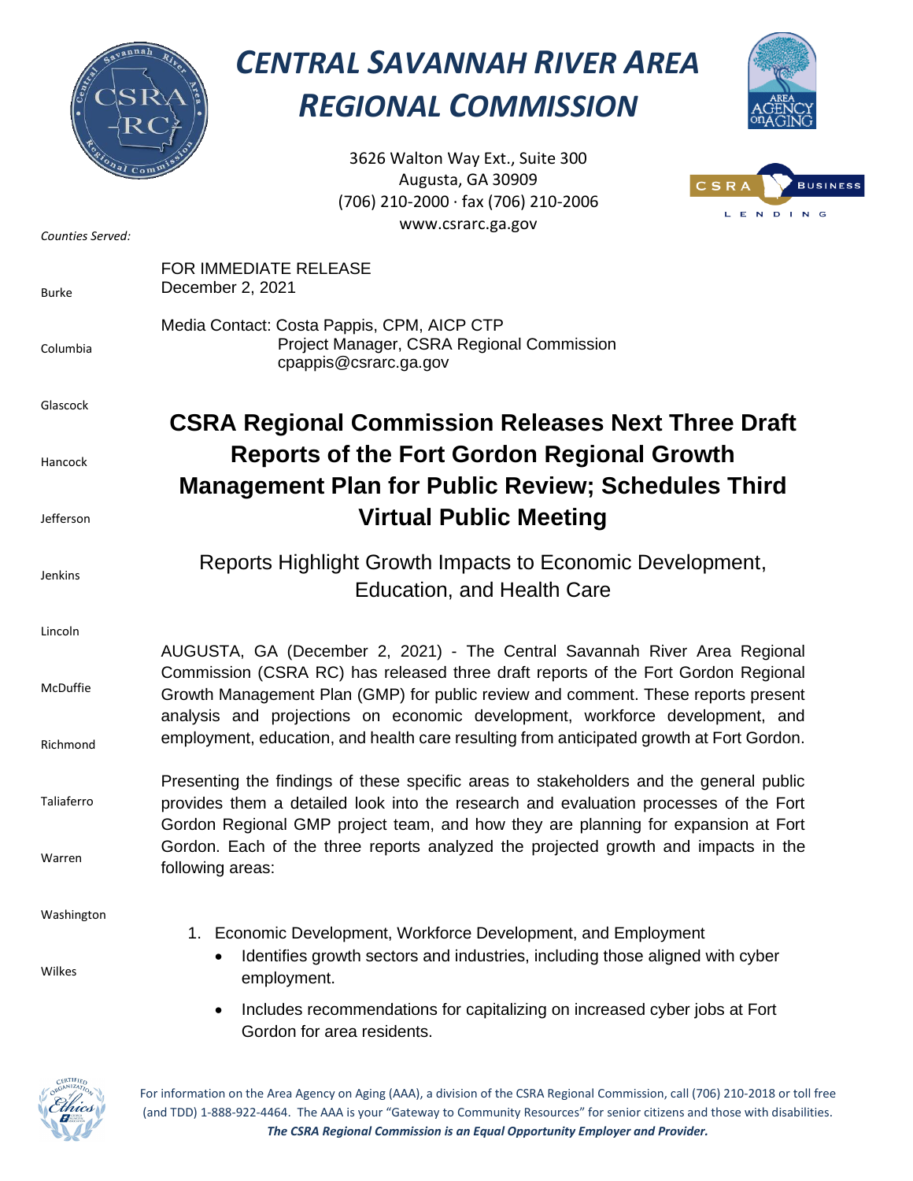# CENTRAL SAVANNAH RIVER AREA REGIONAL COMMISSION

3626 Walton Way Ext., Suite 300
Augusta, GA 30909
(706) 210-2000 · fax (706) 210-2006
www.csrarc.ga.gov

*Counties Served:*

Burke
Columbia
Glascock
Hancock
Jefferson
Jenkins
Lincoln
McDuffie
Richmond
Taliaferro
Warren
Washington
Wilkes

FOR IMMEDIATE RELEASE
December 2, 2021

Media Contact: Costa Pappis, CPM, AICP CTP
Project Manager, CSRA Regional Commission
cpappis@csrarc.ga.gov

## CSRA Regional Commission Releases Next Three Draft Reports of the Fort Gordon Regional Growth Management Plan for Public Review; Schedules Third Virtual Public Meeting

Reports Highlight Growth Impacts to Economic Development, Education, and Health Care

AUGUSTA, GA (December 2, 2021) - The Central Savannah River Area Regional Commission (CSRA RC) has released three draft reports of the Fort Gordon Regional Growth Management Plan (GMP) for public review and comment. These reports present analysis and projections on economic development, workforce development, and employment, education, and health care resulting from anticipated growth at Fort Gordon.

Presenting the findings of these specific areas to stakeholders and the general public provides them a detailed look into the research and evaluation processes of the Fort Gordon Regional GMP project team, and how they are planning for expansion at Fort Gordon. Each of the three reports analyzed the projected growth and impacts in the following areas:

1. Economic Development, Workforce Development, and Employment
   - Identifies growth sectors and industries, including those aligned with cyber employment.
   - Includes recommendations for capitalizing on increased cyber jobs at Fort Gordon for area residents.

For information on the Area Agency on Aging (AAA), a division of the CSRA Regional Commission, call (706) 210-2018 or toll free (and TDD) 1-888-922-4464. The AAA is your "Gateway to Community Resources" for senior citizens and those with disabilities.
***The CSRA Regional Commission is an Equal Opportunity Employer and Provider.***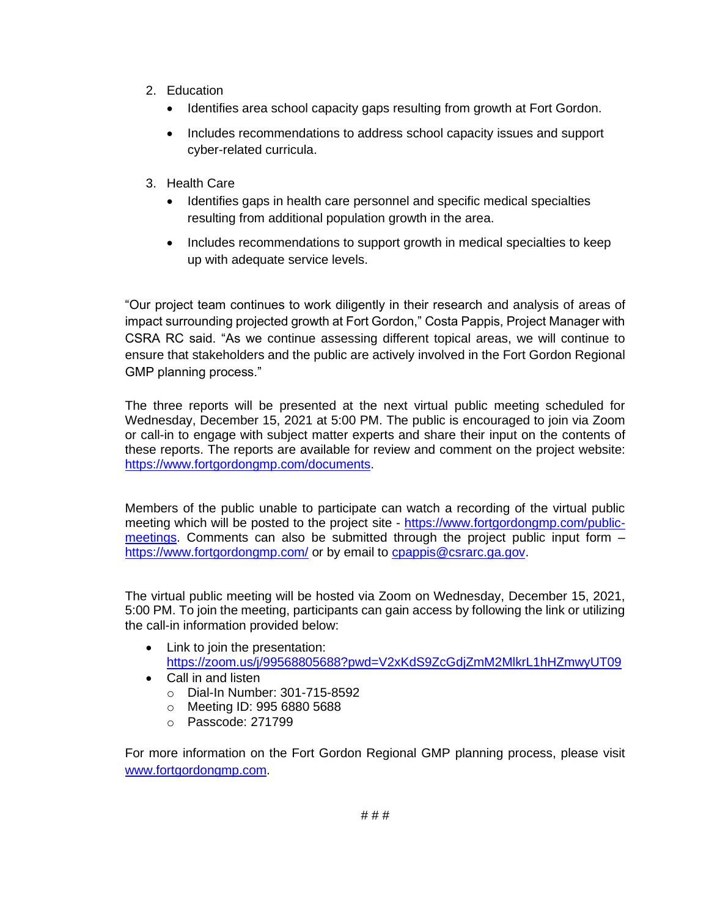2. Education
   - Identifies area school capacity gaps resulting from growth at Fort Gordon.
   - Includes recommendations to address school capacity issues and support cyber-related curricula.

3. Health Care
   - Identifies gaps in health care personnel and specific medical specialties resulting from additional population growth in the area.
   - Includes recommendations to support growth in medical specialties to keep up with adequate service levels.

"Our project team continues to work diligently in their research and analysis of areas of impact surrounding projected growth at Fort Gordon," Costa Pappis, Project Manager with CSRA RC said. "As we continue assessing different topical areas, we will continue to ensure that stakeholders and the public are actively involved in the Fort Gordon Regional GMP planning process."

The three reports will be presented at the next virtual public meeting scheduled for Wednesday, December 15, 2021 at 5:00 PM. The public is encouraged to join via Zoom or call-in to engage with subject matter experts and share their input on the contents of these reports. The reports are available for review and comment on the project website: https://www.fortgordongmp.com/documents.

Members of the public unable to participate can watch a recording of the virtual public meeting which will be posted to the project site - https://www.fortgordongmp.com/public-meetings. Comments can also be submitted through the project public input form – https://www.fortgordongmp.com/ or by email to cpappis@csrarc.ga.gov.

The virtual public meeting will be hosted via Zoom on Wednesday, December 15, 2021, 5:00 PM. To join the meeting, participants can gain access by following the link or utilizing the call-in information provided below:

- Link to join the presentation: https://zoom.us/j/99568805688?pwd=V2xKdS9ZcGdjZmM2MlkrL1hHZmwyUT09
- Call in and listen
  - Dial-In Number: 301-715-8592
  - Meeting ID: 995 6880 5688
  - Passcode: 271799

For more information on the Fort Gordon Regional GMP planning process, please visit www.fortgordongmp.com.

# # #